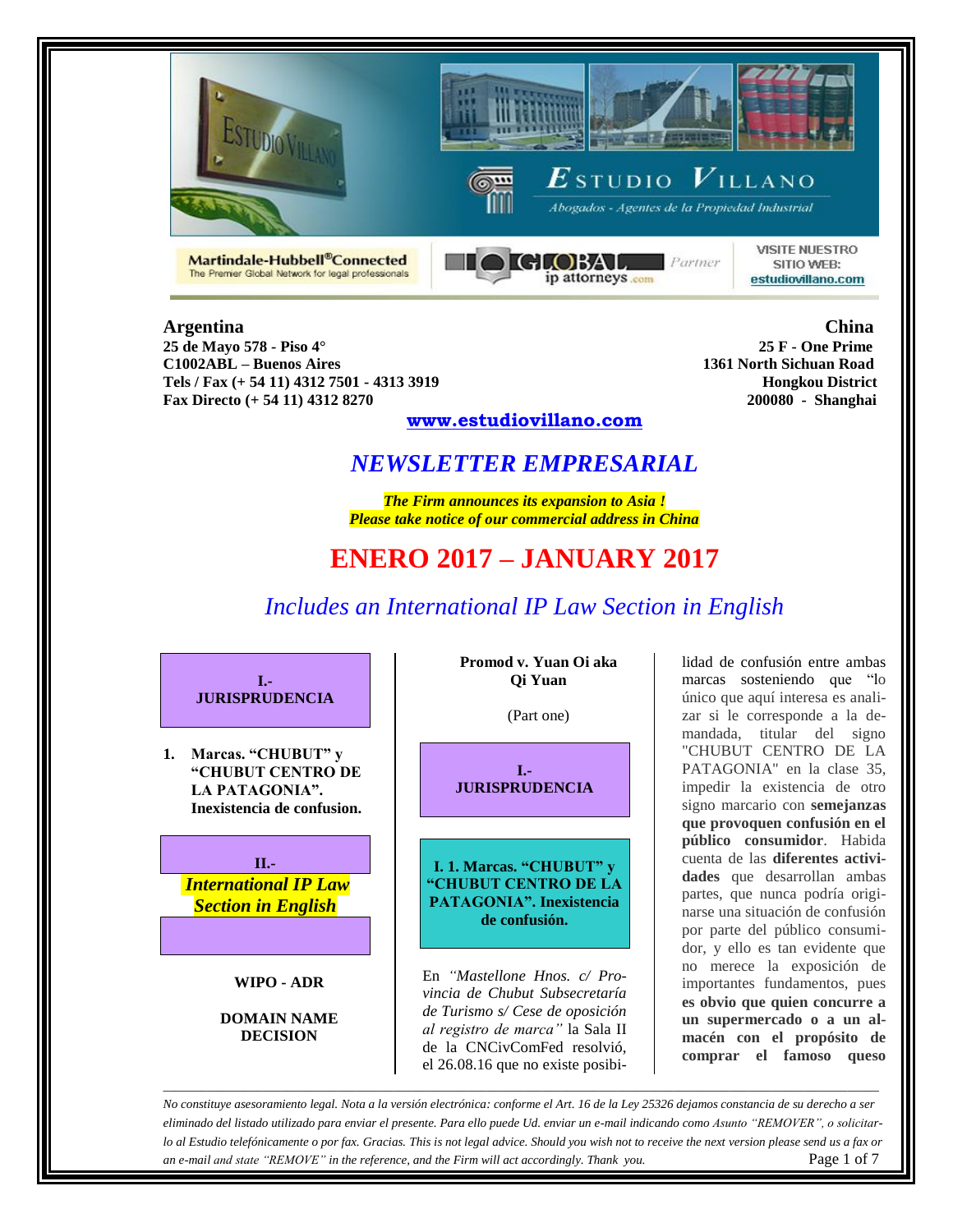Estudio Villano

*Abogados - Agentes de la Propiedad Industrial*

Martindale-Hubbell® Connected — The Premier Global Network for legal professionals

GLOBAL ip attorneys .com Partner

VISITE NUESTRO SITIO WEB: estudiovillano.com

**Argentina**
**25 de Mayo 578 - Piso 4°**
**C1002ABL – Buenos Aires**
**Tels / Fax (+ 54 11) 4312 7501 - 4313 3919**
**Fax Directo (+ 54 11) 4312 8270**

**China**
**25 F - One Prime**
**1361 North Sichuan Road**
**Hongkou District**
**200080 - Shanghai**

**www.estudiovillano.com**

# *NEWSLETTER EMPRESARIAL*

***The Firm announces its expansion to Asia !***
***Please take notice of our commercial address in China***

# ENERO 2017 – JANUARY 2017

## *Includes an International IP Law Section in English*

**I.- JURISPRUDENCIA**

1. **Marcas. "CHUBUT" y "CHUBUT CENTRO DE LA PATAGONIA". Inexistencia de confusion.**

**II.- *International IP Law Section in English***

**WIPO - ADR**

**DOMAIN NAME DECISION**

**Promod v. Yuan Oi aka Qi Yuan**

(Part one)

## I.- JURISPRUDENCIA

### I. 1. Marcas. "CHUBUT" y "CHUBUT CENTRO DE LA PATAGONIA". Inexistencia de confusión.

En *"Mastellone Hnos. c/ Provincia de Chubut Subsecretaría de Turismo s/ Cese de oposición al registro de marca"* la Sala II de la CNCivComFed resolvió, el 26.08.16 que no existe posibilidad de confusión entre ambas marcas sosteniendo que "lo único que aquí interesa es analizar si le corresponde a la demandada, titular del signo "CHUBUT CENTRO DE LA PATAGONIA" en la clase 35, impedir la existencia de otro signo marcario con **semejanzas que provoquen confusión en el público consumidor**. Habida cuenta de las **diferentes actividades** que desarrollan ambas partes, que nunca podría originarse una situación de confusión por parte del público consumidor, y ello es tan evidente que no merece la exposición de importantes fundamentos, pues **es obvio que quien concurre a un supermercado o a un almacén con el propósito de comprar el famoso queso**

*No constituye asesoramiento legal. Nota a la versión electrónica: conforme el Art. 16 de la Ley 25326 dejamos constancia de su derecho a ser eliminado del listado utilizado para enviar el presente. Para ello puede Ud. enviar un e-mail indicando como Asunto "REMOVER", o solicitarlo al Estudio telefónicamente o por fax. Gracias. This is not legal advice. Should you wish not to receive the next version please send us a fax or an e-mail and state "REMOVE" in the reference, and the Firm will act accordingly. Thank you.*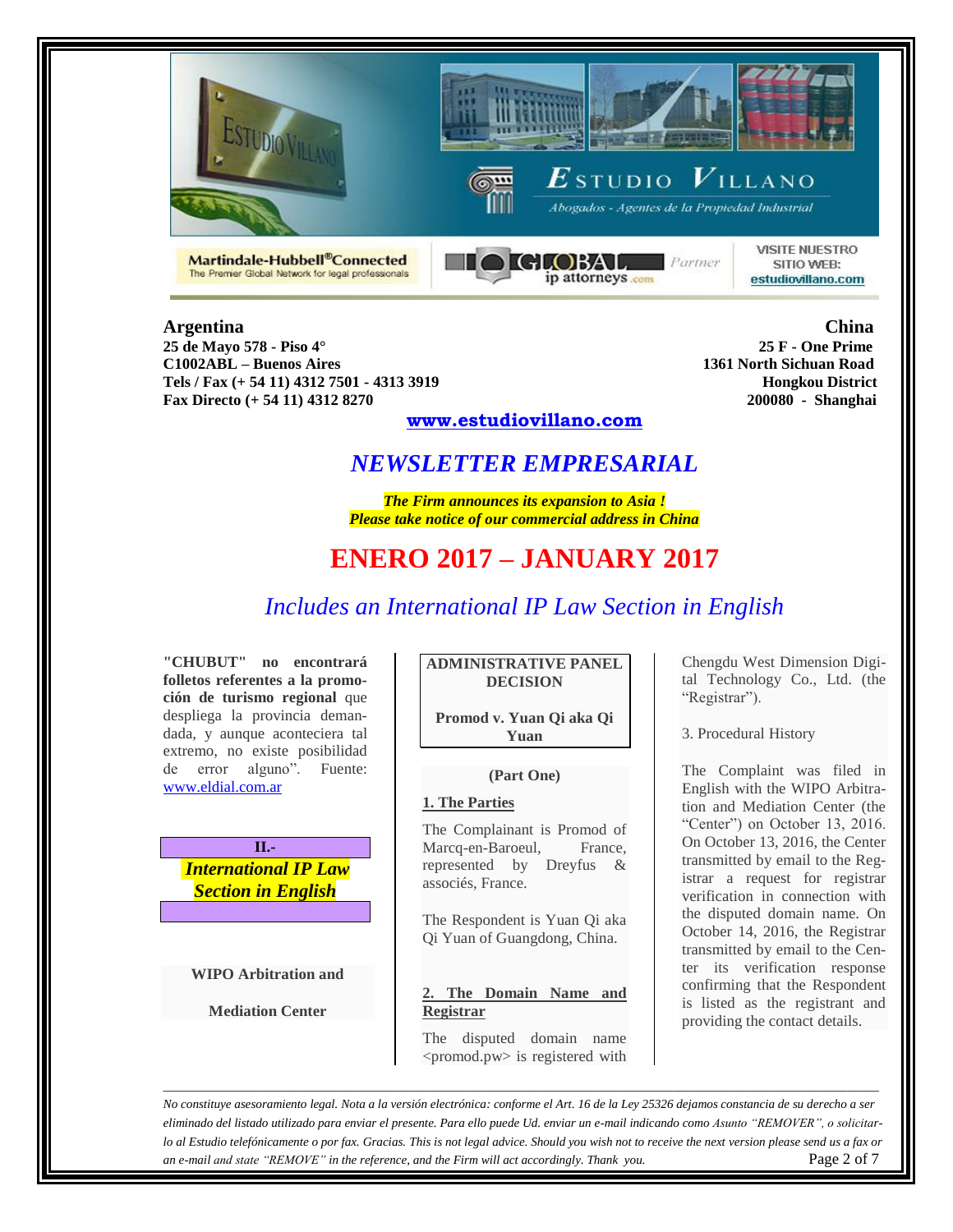**Argentina**
**25 de Mayo 578 - Piso 4°**
**C1002ABL – Buenos Aires**
**Tels / Fax (+ 54 11) 4312 7501 - 4313 3919**
**Fax Directo (+ 54 11) 4312 8270**

**China**
**25 F - One Prime**
**1361 North Sichuan Road**
**Hongkou District**
**200080 - Shanghai**

**www.estudiovillano.com**

# *NEWSLETTER EMPRESARIAL*

***The Firm announces its expansion to Asia !***
***Please take notice of our commercial address in China***

# ENERO 2017 – JANUARY 2017

## *Includes an International IP Law Section in English*

**"CHUBUT" no encontrará folletos referentes a la promoción de turismo regional** que despliega la provincia demandada, y aunque aconteciera tal extremo, no existe posibilidad de error alguno". Fuente: www.eldial.com.ar

## II.- *International IP Law Section in English*

**WIPO Arbitration and Mediation Center**

**ADMINISTRATIVE PANEL DECISION**

**Promod v. Yuan Qi aka Qi Yuan**

**(Part One)**

**1. The Parties**

The Complainant is Promod of Marcq-en-Baroeul, France, represented by Dreyfus & associés, France.

The Respondent is Yuan Qi aka Qi Yuan of Guangdong, China.

**2. The Domain Name and Registrar**

The disputed domain name <promod.pw> is registered with Chengdu West Dimension Digital Technology Co., Ltd. (the "Registrar").

3. Procedural History

The Complaint was filed in English with the WIPO Arbitration and Mediation Center (the "Center") on October 13, 2016. On October 13, 2016, the Center transmitted by email to the Registrar a request for registrar verification in connection with the disputed domain name. On October 14, 2016, the Registrar transmitted by email to the Center its verification response confirming that the Respondent is listed as the registrant and providing the contact details.

*No constituye asesoramiento legal. Nota a la versión electrónica: conforme el Art. 16 de la Ley 25326 dejamos constancia de su derecho a ser eliminado del listado utilizado para enviar el presente. Para ello puede Ud. enviar un e-mail indicando como Asunto "REMOVER", o solicitarlo al Estudio telefónicamente o por fax. Gracias. This is not legal advice. Should you wish not to receive the next version please send us a fax or an e-mail and state "REMOVE" in the reference, and the Firm will act accordingly. Thank you.*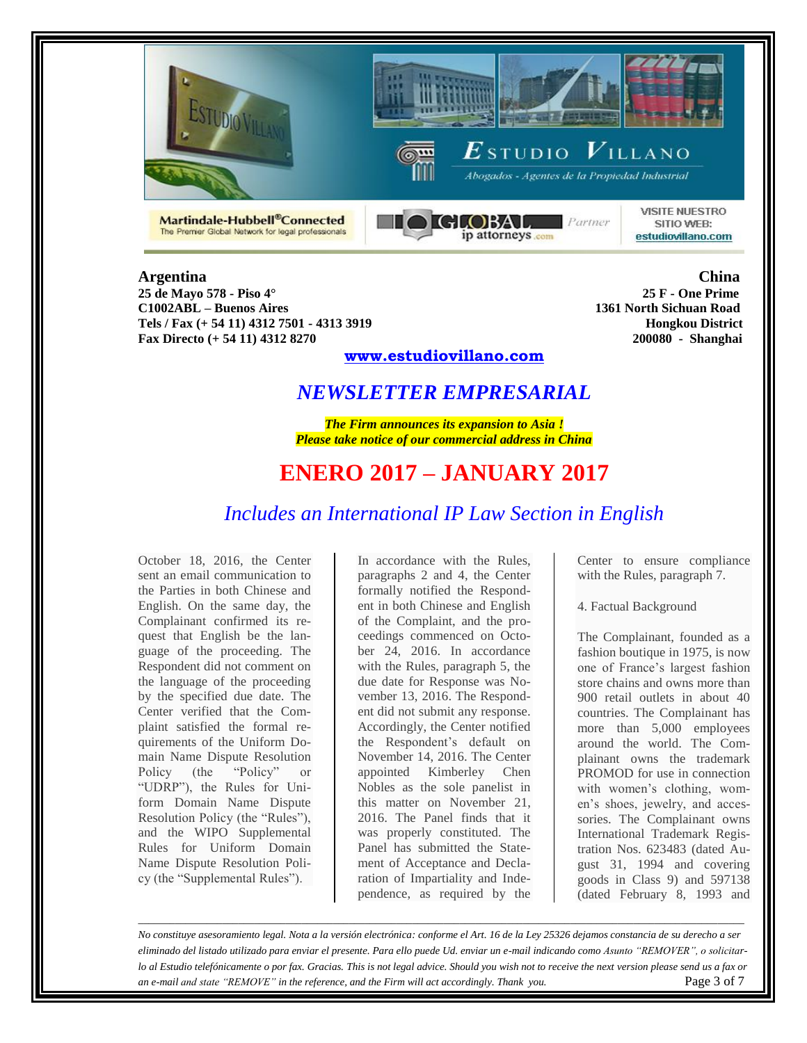**Argentina**
**25 de Mayo 578 - Piso 4°**
**C1002ABL – Buenos Aires**
**Tels / Fax (+ 54 11) 4312 7501 - 4313 3919**
**Fax Directo (+ 54 11) 4312 8270**

**China**
**25 F - One Prime**
**1361 North Sichuan Road**
**Hongkou District**
**200080 - Shanghai**

**www.estudiovillano.com**

# *NEWSLETTER EMPRESARIAL*

***The Firm announces its expansion to Asia !***
***Please take notice of our commercial address in China***

# ENERO 2017 – JANUARY 2017

## *Includes an International IP Law Section in English*

October 18, 2016, the Center sent an email communication to the Parties in both Chinese and English. On the same day, the Complainant confirmed its request that English be the language of the proceeding. The Respondent did not comment on the language of the proceeding by the specified due date. The Center verified that the Complaint satisfied the formal requirements of the Uniform Domain Name Dispute Resolution Policy (the "Policy" or "UDRP"), the Rules for Uniform Domain Name Dispute Resolution Policy (the "Rules"), and the WIPO Supplemental Rules for Uniform Domain Name Dispute Resolution Policy (the "Supplemental Rules").

In accordance with the Rules, paragraphs 2 and 4, the Center formally notified the Respondent in both Chinese and English of the Complaint, and the proceedings commenced on October 24, 2016. In accordance with the Rules, paragraph 5, the due date for Response was November 13, 2016. The Respondent did not submit any response. Accordingly, the Center notified the Respondent's default on November 14, 2016. The Center appointed Kimberley Chen Nobles as the sole panelist in this matter on November 21, 2016. The Panel finds that it was properly constituted. The Panel has submitted the Statement of Acceptance and Declaration of Impartiality and Independence, as required by the Center to ensure compliance with the Rules, paragraph 7.

4. Factual Background

The Complainant, founded as a fashion boutique in 1975, is now one of France's largest fashion store chains and owns more than 900 retail outlets in about 40 countries. The Complainant has more than 5,000 employees around the world. The Complainant owns the trademark PROMOD for use in connection with women's clothing, women's shoes, jewelry, and accessories. The Complainant owns International Trademark Registration Nos. 623483 (dated August 31, 1994 and covering goods in Class 9) and 597138 (dated February 8, 1993 and

---

*No constituye asesoramiento legal. Nota a la versión electrónica: conforme el Art. 16 de la Ley 25326 dejamos constancia de su derecho a ser eliminado del listado utilizado para enviar el presente. Para ello puede Ud. enviar un e-mail indicando como Asunto "REMOVER", o solicitarlo al Estudio telefónicamente o por fax. Gracias. This is not legal advice. Should you wish not to receive the next version please send us a fax or an e-mail and state "REMOVE" in the reference, and the Firm will act accordingly. Thank you.*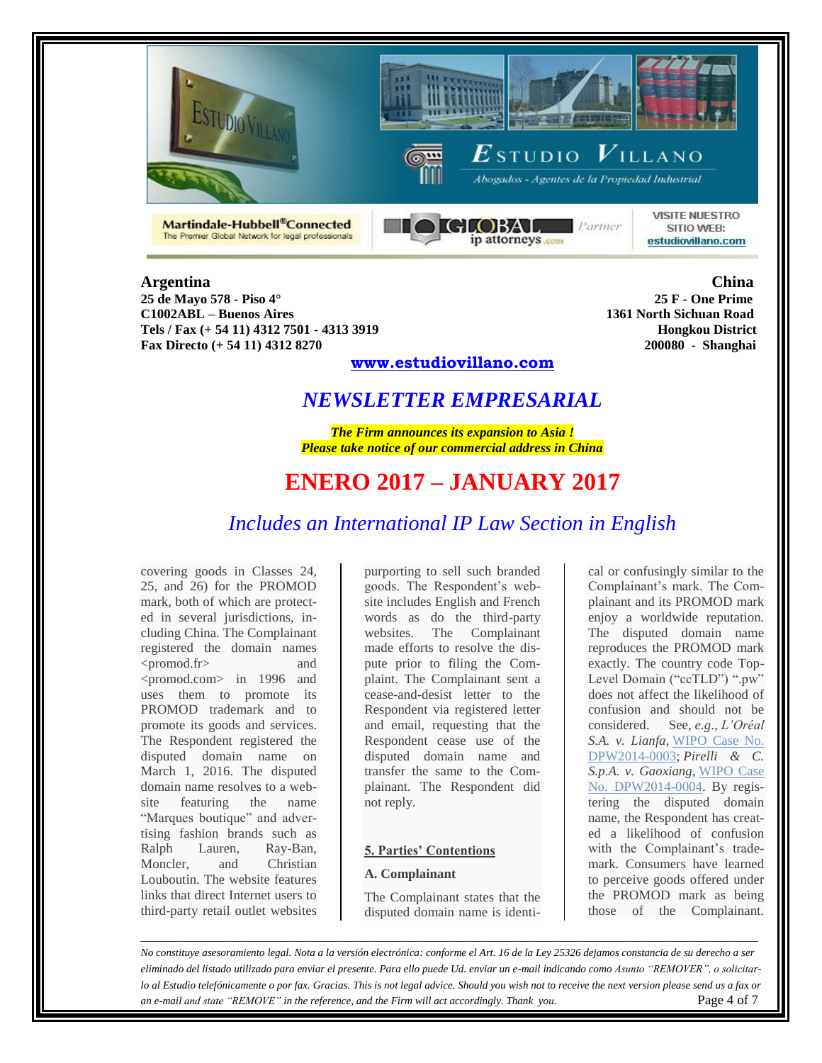**Argentina**
**25 de Mayo 578 - Piso 4°**
**C1002ABL – Buenos Aires**
**Tels / Fax (+ 54 11) 4312 7501 - 4313 3919**
**Fax Directo (+ 54 11) 4312 8270**

**China**
**25 F - One Prime**
**1361 North Sichuan Road**
**Hongkou District**
**200080 - Shanghai**

**www.estudiovillano.com**

## *NEWSLETTER EMPRESARIAL*

***The Firm announces its expansion to Asia !***
***Please take notice of our commercial address in China***

# ENERO 2017 – JANUARY 2017

## *Includes an International IP Law Section in English*

covering goods in Classes 24, 25, and 26) for the PROMOD mark, both of which are protected in several jurisdictions, including China. The Complainant registered the domain names <promod.fr> and <promod.com> in 1996 and uses them to promote its PROMOD trademark and to promote its goods and services. The Respondent registered the disputed domain name on March 1, 2016. The disputed domain name resolves to a website featuring the name "Marques boutique" and advertising fashion brands such as Ralph Lauren, Ray-Ban, Moncler, and Christian Louboutin. The website features links that direct Internet users to third-party retail outlet websites purporting to sell such branded goods. The Respondent's website includes English and French words as do the third-party websites. The Complainant made efforts to resolve the dispute prior to filing the Complaint. The Complainant sent a cease-and-desist letter to the Respondent via registered letter and email, requesting that the Respondent cease use of the disputed domain name and transfer the same to the Complainant. The Respondent did not reply.

**5. Parties' Contentions**

**A. Complainant**

The Complainant states that the disputed domain name is identical or confusingly similar to the Complainant's mark. The Complainant and its PROMOD mark enjoy a worldwide reputation. The disputed domain name reproduces the PROMOD mark exactly. The country code Top-Level Domain ("ccTLD") ".pw" does not affect the likelihood of confusion and should not be considered. See, *e.g.*, *L'Oréal S.A. v. Lianfa*, WIPO Case No. DPW2014-0003; *Pirelli & C. S.p.A. v. Gaoxiang*, WIPO Case No. DPW2014-0004. By registering the disputed domain name, the Respondent has created a likelihood of confusion with the Complainant's trademark. Consumers have learned to perceive goods offered under the PROMOD mark as being those of the Complainant.

*No constituye asesoramiento legal. Nota a la versión electrónica: conforme el Art. 16 de la Ley 25326 dejamos constancia de su derecho a ser eliminado del listado utilizado para enviar el presente. Para ello puede Ud. enviar un e-mail indicando como Asunto "REMOVER", o solicitarlo al Estudio telefónicamente o por fax. Gracias. This is not legal advice. Should you wish not to receive the next version please send us a fax or an e-mail and state "REMOVE" in the reference, and the Firm will act accordingly. Thank you.*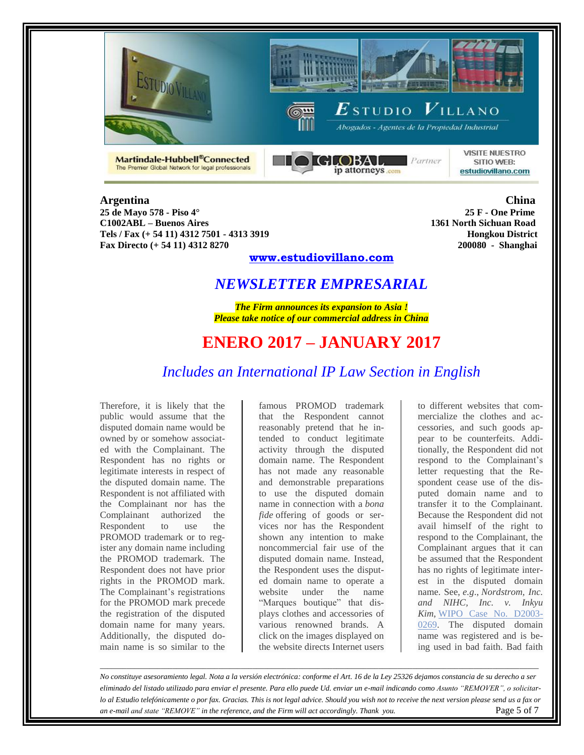**Argentina**
**25 de Mayo 578 - Piso 4°**
**C1002ABL – Buenos Aires**
**Tels / Fax (+ 54 11) 4312 7501 - 4313 3919**
**Fax Directo (+ 54 11) 4312 8270**

**China**
**25 F - One Prime**
**1361 North Sichuan Road**
**Hongkou District**
**200080 - Shanghai**

**www.estudiovillano.com**

## *NEWSLETTER EMPRESARIAL*

***The Firm announces its expansion to Asia !***
***Please take notice of our commercial address in China***

# ENERO 2017 – JANUARY 2017

## *Includes an International IP Law Section in English*

Therefore, it is likely that the public would assume that the disputed domain name would be owned by or somehow associated with the Complainant. The Respondent has no rights or legitimate interests in respect of the disputed domain name. The Respondent is not affiliated with the Complainant nor has the Complainant authorized the Respondent to use the PROMOD trademark or to register any domain name including the PROMOD trademark. The Respondent does not have prior rights in the PROMOD mark. The Complainant's registrations for the PROMOD mark precede the registration of the disputed domain name for many years. Additionally, the disputed domain name is so similar to the famous PROMOD trademark that the Respondent cannot reasonably pretend that he intended to conduct legitimate activity through the disputed domain name. The Respondent has not made any reasonable and demonstrable preparations to use the disputed domain name in connection with a *bona fide* offering of goods or services nor has the Respondent shown any intention to make noncommercial fair use of the disputed domain name. Instead, the Respondent uses the disputed domain name to operate a website under the name "Marques boutique" that displays clothes and accessories of various renowned brands. A click on the images displayed on the website directs Internet users to different websites that commercialize the clothes and accessories, and such goods appear to be counterfeits. Additionally, the Respondent did not respond to the Complainant's letter requesting that the Respondent cease use of the disputed domain name and to transfer it to the Complainant. Because the Respondent did not avail himself of the right to respond to the Complainant, the Complainant argues that it can be assumed that the Respondent has no rights of legitimate interest in the disputed domain name. See, *e.g.*, *Nordstrom, Inc. and NIHC, Inc. v. Inkyu Kim*, WIPO Case No. D2003-0269. The disputed domain name was registered and is being used in bad faith. Bad faith

*No constituye asesoramiento legal. Nota a la versión electrónica: conforme el Art. 16 de la Ley 25326 dejamos constancia de su derecho a ser eliminado del listado utilizado para enviar el presente. Para ello puede Ud. enviar un e-mail indicando como Asunto "REMOVER", o solicitarlo al Estudio telefónicamente o por fax. Gracias. This is not legal advice. Should you wish not to receive the next version please send us a fax or an e-mail and state "REMOVE" in the reference, and the Firm will act accordingly. Thank you.*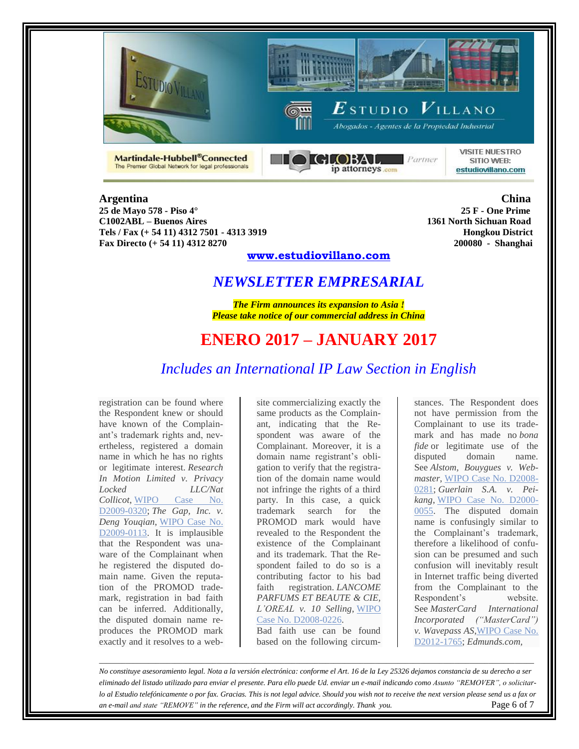**Argentina**
**25 de Mayo 578 - Piso 4°**
**C1002ABL – Buenos Aires**
**Tels / Fax (+ 54 11) 4312 7501 - 4313 3919**
**Fax Directo (+ 54 11) 4312 8270**

**China**
**25 F - One Prime**
**1361 North Sichuan Road**
**Hongkou District**
**200080 - Shanghai**

**www.estudiovillano.com**

## *NEWSLETTER EMPRESARIAL*

***The Firm announces its expansion to Asia !***
***Please take notice of our commercial address in China***

# ENERO 2017 – JANUARY 2017

## *Includes an International IP Law Section in English*

registration can be found where the Respondent knew or should have known of the Complainant's trademark rights and, nevertheless, registered a domain name in which he has no rights or legitimate interest. *Research In Motion Limited v. Privacy Locked LLC/Nat Collicot*, WIPO Case No. D2009-0320; *The Gap, Inc. v. Deng Youqian*, WIPO Case No. D2009-0113. It is implausible that the Respondent was unaware of the Complainant when he registered the disputed domain name. Given the reputation of the PROMOD trademark, registration in bad faith can be inferred. Additionally, the disputed domain name reproduces the PROMOD mark exactly and it resolves to a web-site commercializing exactly the same products as the Complainant, indicating that the Respondent was aware of the Complainant. Moreover, it is a domain name registrant's obligation to verify that the registration of the domain name would not infringe the rights of a third party. In this case, a quick trademark search for the PROMOD mark would have revealed to the Respondent the existence of the Complainant and its trademark. That the Respondent failed to do so is a contributing factor to his bad faith registration. *LANCOME PARFUMS ET BEAUTE & CIE, L'OREAL v. 10 Selling*, WIPO Case No. D2008-0226.

Bad faith use can be found based on the following circumstances. The Respondent does not have permission from the Complainant to use its trademark and has made no *bona fide* or legitimate use of the disputed domain name. See *Alstom, Bouygues v. Webmaster*, WIPO Case No. D2008-0281; *Guerlain S.A. v. Peikang*, WIPO Case No. D2000-0055. The disputed domain name is confusingly similar to the Complainant's trademark, therefore a likelihood of confusion can be presumed and such confusion will inevitably result in Internet traffic being diverted from the Complainant to the Respondent's website. See *MasterCard International Incorporated ("MasterCard") v. Wavepass AS*, WIPO Case No. D2012-1765; *Edmunds.com,*

---

*No constituye asesoramiento legal. Nota a la versión electrónica: conforme el Art. 16 de la Ley 25326 dejamos constancia de su derecho a ser eliminado del listado utilizado para enviar el presente. Para ello puede Ud. enviar un e-mail indicando como Asunto "REMOVER", o solicitarlo al Estudio telefónicamente o por fax. Gracias. This is not legal advice. Should you wish not to receive the next version please send us a fax or an e-mail and state "REMOVE" in the reference, and the Firm will act accordingly. Thank you.*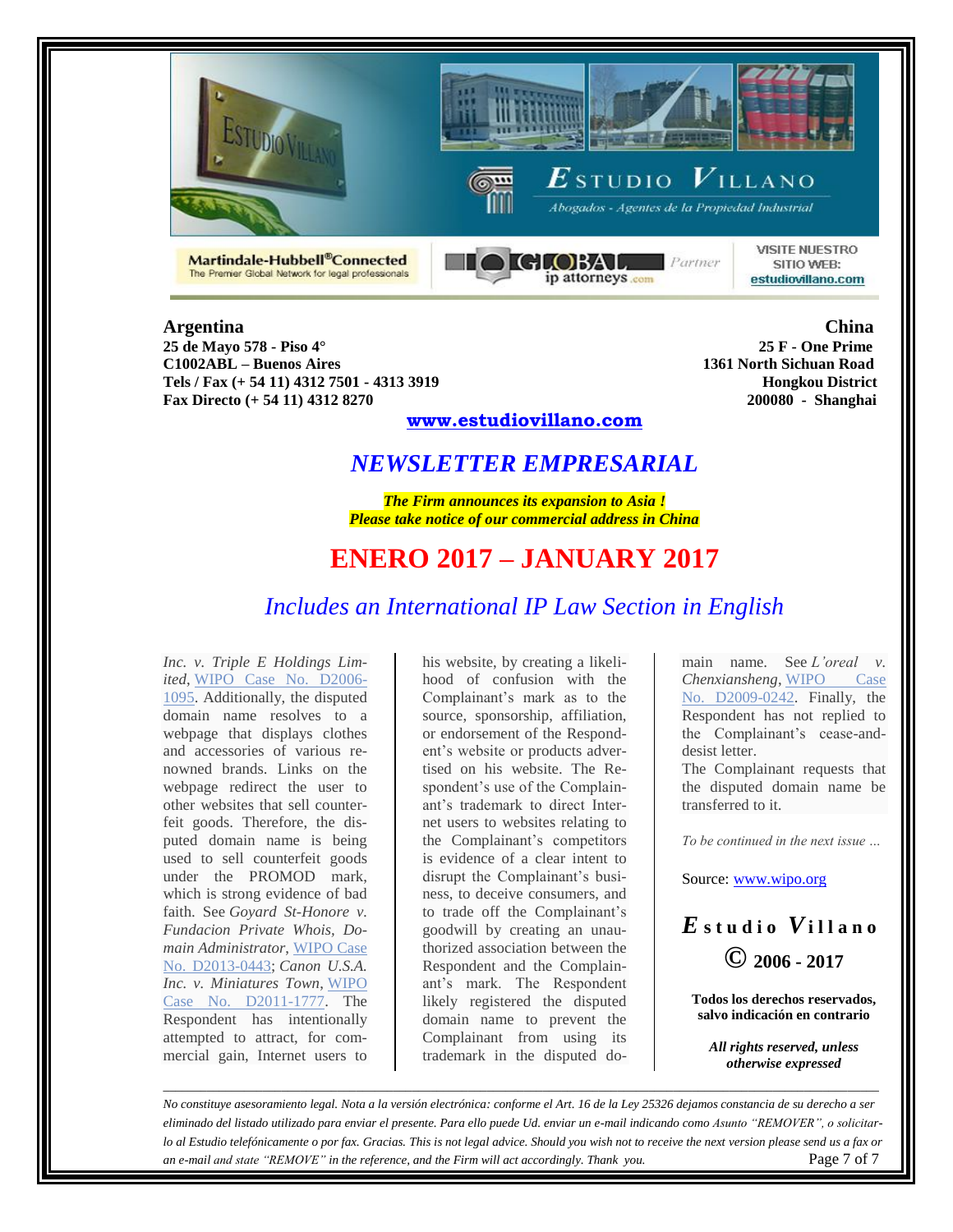**Argentina**
**25 de Mayo 578 - Piso 4°**
**C1002ABL – Buenos Aires**
**Tels / Fax (+ 54 11) 4312 7501 - 4313 3919**
**Fax Directo (+ 54 11) 4312 8270**

**China**
**25 F - One Prime**
**1361 North Sichuan Road**
**Hongkou District**
**200080 - Shanghai**

**www.estudiovillano.com**

## *NEWSLETTER EMPRESARIAL*

***The Firm announces its expansion to Asia !***
***Please take notice of our commercial address in China***

# ENERO 2017 – JANUARY 2017

## *Includes an International IP Law Section in English*

*Inc. v. Triple E Holdings Limited*, WIPO Case No. D2006-1095. Additionally, the disputed domain name resolves to a webpage that displays clothes and accessories of various renowned brands. Links on the webpage redirect the user to other websites that sell counterfeit goods. Therefore, the disputed domain name is being used to sell counterfeit goods under the PROMOD mark, which is strong evidence of bad faith. See *Goyard St-Honore v. Fundacion Private Whois, Domain Administrator*, WIPO Case No. D2013-0443; *Canon U.S.A. Inc. v. Miniatures Town*, WIPO Case No. D2011-1777. The Respondent has intentionally attempted to attract, for commercial gain, Internet users to his website, by creating a likelihood of confusion with the Complainant's mark as to the source, sponsorship, affiliation, or endorsement of the Respondent's website or products advertised on his website. The Respondent's use of the Complainant's trademark to direct Internet users to websites relating to the Complainant's competitors is evidence of a clear intent to disrupt the Complainant's business, to deceive consumers, and to trade off the Complainant's goodwill by creating an unauthorized association between the Respondent and the Complainant's mark. The Respondent likely registered the disputed domain name to prevent the Complainant from using its trademark in the disputed domain name. See *L'oreal v. Chenxiansheng*, WIPO Case No. D2009-0242. Finally, the Respondent has not replied to the Complainant's cease-and-desist letter.

The Complainant requests that the disputed domain name be transferred to it.

*To be continued in the next issue …*

Source: www.wipo.org

***Estudio Villano***
**© 2006 - 2017**

**Todos los derechos reservados, salvo indicación en contrario**

***All rights reserved, unless otherwise expressed***

*No constituye asesoramiento legal. Nota a la versión electrónica: conforme el Art. 16 de la Ley 25326 dejamos constancia de su derecho a ser eliminado del listado utilizado para enviar el presente. Para ello puede Ud. enviar un e-mail indicando como Asunto "REMOVER", o solicitarlo al Estudio telefónicamente o por fax. Gracias. This is not legal advice. Should you wish not to receive the next version please send us a fax or an e-mail and state "REMOVE" in the reference, and the Firm will act accordingly. Thank you.*